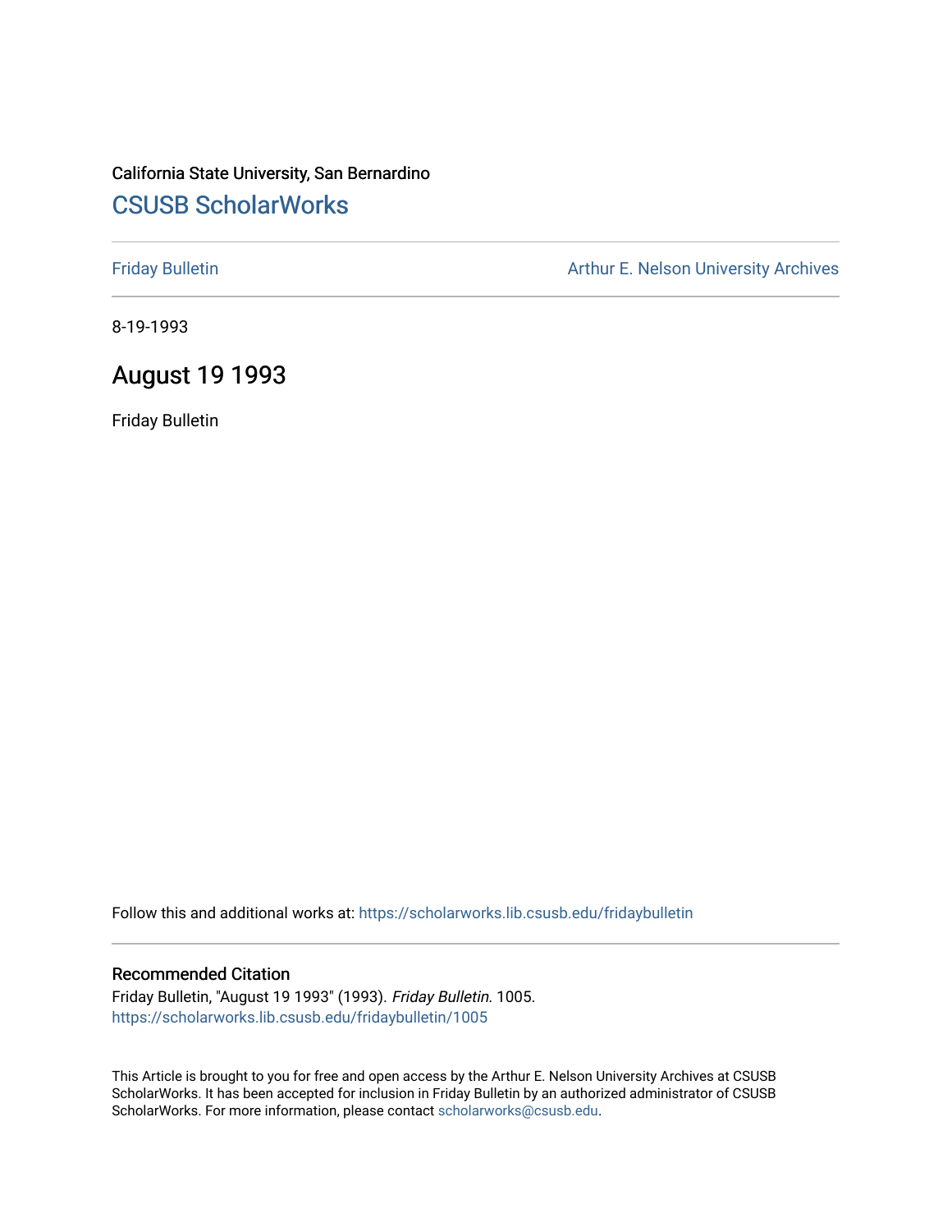California State University, San Bernardino

# CSUSB ScholarWorks

Friday Bulletin

Arthur E. Nelson University Archives

8-19-1993

## August 19 1993

Friday Bulletin

Follow this and additional works at: https://scholarworks.lib.csusb.edu/fridaybulletin

### Recommended Citation

Friday Bulletin, "August 19 1993" (1993). *Friday Bulletin*. 1005.
https://scholarworks.lib.csusb.edu/fridaybulletin/1005

This Article is brought to you for free and open access by the Arthur E. Nelson University Archives at CSUSB ScholarWorks. It has been accepted for inclusion in Friday Bulletin by an authorized administrator of CSUSB ScholarWorks. For more information, please contact scholarworks@csusb.edu.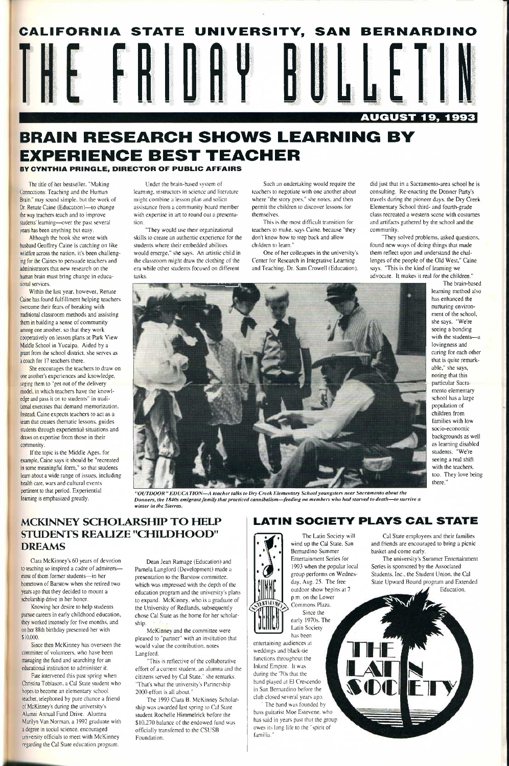# CALIFORNIA STATE UNIVERSITY, SAN BERNARDINO

# THE FRIDAY BULLETIN

**AUGUST 19, 1993**

## BRAIN RESEARCH SHOWS LEARNING BY EXPERIENCE BEST TEACHER

**BY CYNTHIA PRINGLE, DIRECTOR OF PUBLIC AFFAIRS**

The title of her bestseller, "Making Connections: Teaching and the Human Brain," may sound simple, but the work of Dr. Renate Caine (Education)—to change the way teachers teach and to improve students' learning—over the past several years has been anything but easy.

Although the book she wrote with husband Geoffrey Caine is catching on like wildfire across the nation, it's been challenging for the Caines to persuade teachers and administrators that new research on the human brain must bring change in educational services.

Within the last year, however, Renate Caine has found fulfillment helping teachers overcome their fears of breaking with traditional classroom methods and assisting them in building a sense of community among one another, so that they work cooperatively on lesson plans at Park View Middle School in Yucaipa. Aided by a grant from the school district, she serves as a coach for 17 teachers there.

She encourages the teachers to draw on one another's experiences and knowledge, urging them to "get out of the delivery model, in which teachers have the knowledge and pass it on to students" in traditional exercises that demand memorization. Instead, Caine expects teachers to act as a team that creates thematic lessons, guides students through experiential situations and draws on expertise from those in their community.

If the topic is the Middle Ages, for example, Caine says it should be "recreated in some meaningful form," so that students learn about a wide range of issues, including health care, wars and cultural events pertinent to that period. Experiential learning is emphasized greatly.

Under the brain-based system of learning, instructors in science and literature might combine a lesson plan and solicit assistance from a community board member with expertise in art to round out a presentation.

"They would use their organizational skills to create an authentic experience for the students where their embedded abilities would emerge," she says. An artistic child in the classroom might draw the clothing of the era while other students focused on different tasks.

Such an undertaking would require the teachers to negotiate with one another about where "the story goes," she notes, and then permit the children to discover lessons for themselves.

This is the most difficult transition for teachers to make, says Caine, because "they don't know how to step back and allow children to learn."

One of her colleagues in the university's Center for Research in Integrative Learning and Teaching, Dr. Sam Crowell (Education), did just that in a Sacramento-area school he is consulting. Re-enacting the Donner Party's travels during the pioneer days, the Dry Creek Elementary School third- and fourth-grade class recreated a western scene with costumes and artifacts gathered by the school and the community.

"They solved problems, asked questions, found new ways of doing things that made them reflect upon and understand the challenges of the people of the Old West," Caine says. "This is the kind of learning we advocate. It makes it real for the children."

The brain-based learning method also has enhanced the nurturing environment of the school, she says. "We're seeing a bonding with the students—a lovingness and caring for each other that is quite remarkable," she says, noting that this particular Sacramento elementary school has a large population of children from families with low socio-economic backgrounds as well as learning disabled students. "We're seeing a real shift with the teachers, too. They love being there."

*"OUTDOOR" EDUCATION—A teacher talks to Dry Creek Elementary School youngsters near Sacramento about the Donners, the 1840s emigrant family that practiced cannibalism—feeding on members who had starved to death—to survive a winter in the Sierras.*

## MCKINNEY SCHOLARSHIP TO HELP STUDENTS REALIZE "CHILDHOOD" DREAMS

Clara McKinney's 60 years of devotion to teaching so inspired a cadre of admirers—most of them former students—in her hometown of Barstow when she retired two years ago that they decided to mount a scholarship drive in her honor.

Knowing her desire to help students pursue careers in early childhood education, they worked intensely for five months, and on her 88th birthday presented her with $10,000.

Since then McKinney has overseen the committee of volunteers, who have been managing the fund and searching for an educational institution to administer it.

Fate intervened this past spring when Christina Tobiason, a Cal State student who hopes to become an elementary school teacher, telephoned by pure chance a friend of McKinney's during the university's Alumni Annual Fund Drive. Alumna Marilyn Van Norman, a 1992 graduate with a degree in social science, encouraged university officials to meet with McKinney regarding the Cal State education program.

Dean Jean Ramage (Education) and Pamela Langford (Development) made a presentation to the Barstow committee, which was impressed with the depth of the education program and the university's plans to expand. McKinney, who is a graduate of the University of Redlands, subsequently chose Cal State as the home for her scholarship.

McKinney and the committee were pleased to "partner" with an institution that would value the contribution, notes Langford.

"This is reflective of the collaborative effort of a current student, an alumna and the citizens served by Cal State," she remarks. "That's what the university's Partnership 2000 effort is all about."

The 1993 Clara B. McKinney Scholarship was awarded last spring to Cal State student Rochelle Himmelrick before the $10,270 balance of the endowed fund was officially transferred to the CSUSB Foundation.

## LATIN SOCIETY PLAYS CAL STATE

SUMMER ENTERTAINMENT SERIES

The Latin Society will wind up the Cal State, San Bernardino Summer Entertainment Series for 1993 when the popular local group performs on Wednesday, Aug. 25. The free outdoor show begins at 7 p.m. on the Lower Commons Plaza.

Since the early 1970s, The Latin Society has been entertaining audiences at weddings and black-tie functions throughout the Inland Empire. It was during the '70s that the band played at El Crescendo in San Bernardino before the club closed several years ago.

The band was founded by bass guitarist Moe Estevene, who has said in years past that the group owes its long life to the "spirit of familia."

Cal State employees and their families and friends are encouraged to bring a picnic basket and come early.

The university's Summer Entertainment Series is sponsored by the Associated Students, Inc., the Student Union, the Cal State Upward Bound program and Extended Education.

THE LATIN SOCIETY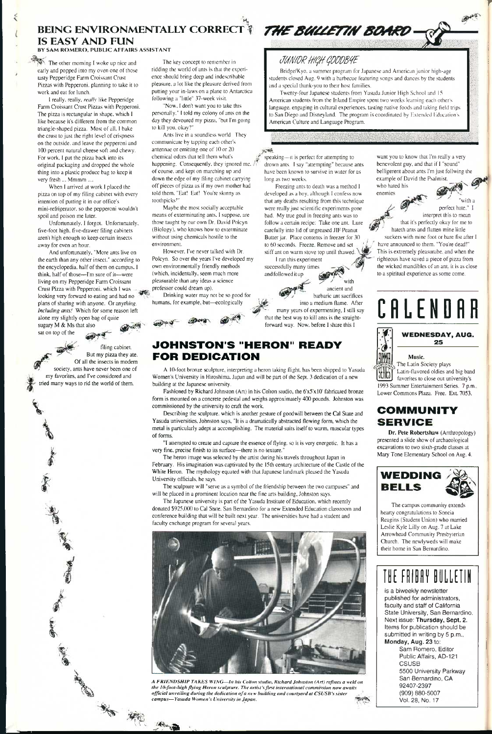## BEING ENVIRONMENTALLY CORRECT IS EASY AND FUN

**BY SAM ROMERO, PUBLIC AFFAIRS ASSISTANT**

The other morning I woke up nice and early and popped into my oven one of those tasty Pepperidge Farm Croissant Crust Pizzas with Pepperoni, planning to take it to work and eat for lunch.

I really, really, *really* like Pepperidge Farm Croissant Crust Pizzas with Pepperoni. The pizza is rectangular in shape, which I like because it's different from the common triangle-shaped pizza. Most of all, I bake the crust to just the right level of crispness on the outside, and leave the pepperoni and 100 percent natural cheese soft and chewy. For work, I put the pizza back into its original packaging and dropped the whole thing into a plastic produce bag to keep it very fresh ... Mmmm ....

When I arrived at work I placed the pizza on top of my filing cabinet with every intention of putting it in our office's mini-refrigerator, so the pepperoni wouldn't spoil and poison me later.

Unfortunately, I forgot. Unfortunately, five-foot high, five-drawer filing cabinets aren't high enough to keep certain insects away for even an hour.

And unfortunately, "More ants live on the earth than any other insect," according to the encyclopedia, half of them on campus, I think, half of those—I'm sure of it—were living on my Pepperidge Farm Croissant Crust Pizza with Pepperoni, which I was looking very forward to eating and had no plans of sharing with anyone. Or *anything*. *Including ants!* Which for some reason left alone my slightly open bag of quite sugary M & Ms that also sat on top of the filing cabinet.

But my pizza they ate.

Of all the insects in modern society, ants have never been one of my favorites, and I've considered and tried many ways to rid the world of them.

The key concept to remember in ridding the world of ants is that the experience should bring deep and indescribable pleasure, a lot like the pleasure derived from putting your in-laws on a plane to Antarctica following a "little" 37-week visit.

"Now, I don't want you to take this personally," I told my colony of ants on the day they devoured my pizza, "but I'm going to kill you, okay?"

Ants live in a soundless world. They communicate by tapping each other's antennae or emitting one of 10 or 20 chemical odors that tell them what's happening. Consequently, they ignored me, of course, and kept on marching up and down the edge of my filing cabinet carrying off pieces of pizza as if my own mother had told them, "Eat! Eat! You're skinny as toothpicks!"

Maybe the most socially acceptable means of exterminating ants, I suppose, are those taught by our own Dr. David Polcyn (Biology), who knows how to exterminate without using chemicals hostile to the environment.

However, I've never talked with Dr. Polcyn. So over the years I've developed my own environmentally friendly methods (which, incidentally, seem much more pleasurable than any ideas a science professor could dream up).

Drinking water may not be so good for humans, for example, but—ecologically speaking—it is perfect for attempting to drown ants. I say "attempting" because ants have been known to survive in water for as long as two weeks.

Freezing ants to death was a method I developed as a boy, although I confess now that any deaths resulting from this technique were really just scientific experiments gone bad. My true goal in freezing ants was to follow a certain recipe: Take one ant. Lure carefully into lid of ungreased JIF Peanut Butter jar. Place contents in freezer for 30 to 60 seconds. Freeze. Remove and set stiff ant on warm stove top until thawed.

I ran this experiment successfully many times and followed it up with ancient and barbaric ant sacrifices into a medium flame. After many years of experimenting, I still say that the best way to kill ants is the straight-forward way. Now, before I share this I want you to know that I'm really a very benevolent guy, and that if I "sound" belligerent about ants I'm just follwing the example of David the Psalmist, who hated his enemies "with a perfect hate." I interpret this to mean that it's perfectly okay for me to hateth ants and flatten mine little suckers with mine foot or bare fist after I have announced to them, "You're dead!" This is extremely pleasurable, and when the righteous have saved a piece of pizza from the wicked mandibles of an ant, it is as close to a spiritual experience as some come.

# THE BULLETIN BOARD

## JUNIOR HIGH GOODBYE

Bridge/Kyo, a summer program for Japanese and American junior high-age students closed Aug. 9 with a barbecue featuring songs and dances by the students and a special thank-you to their host families.

Twenty-four Japanese students from Yasuda Junior High School and 15 American students from the Inland Empire spent two weeks learning each other's language, engaging in cultural experiences, tasting native foods and taking field trips to San Diego and Disneyland. The program is coordinated by Extended Education's American Culture and Language Program.

## JOHNSTON'S "HERON" READY FOR DEDICATION

A 10-foot bronze sculpture, interpreting a heron taking flight, has been shipped to Yasuda Women's University in Hiroshima, Japan and will be part of the Sept. 3 dedication of a new building at the Japanese university.

Fashioned by Richard Johnston (Art) in his Colton studio, the 6'x5'x10' fabricated bronze form is mounted on a concrete pedestal and weighs approximately 400 pounds. Johnston was commissioned by the university to craft the work.

Describing the sculpture, which is another gesture of goodwill between the Cal State and Yasuda universities, Johnston says, "It is a dramatically abstracted flowing form, which the metal is particularly adept at accomplishing. The material suits itself to warm, muscular types of forms.

"I attempted to create and capture the essence of flying, so it is very energetic. It has a very fine, precise finish to its surface—there is no texture."

The heron image was selected by the artist during his travels throughout Japan in February. His imagination was captivated by the 15th century architecture of the Castle of the White Heron. The mythology equated with that Japanese landmark pleased the Yasuda University officials, he says.

The sculpture will "serve as a symbol of the friendship between the two campuses" and will be placed in a prominent location near the fine arts building, Johnston says.

The Japanese university is part of the Yasuda Institute of Education, which recently donated $925,000 to Cal State, San Bernardino for a new Extended Education classroom and conference building that will be built next year. The universities have had a student and faculty exchange program for several years.

***A FRIENDSHIP TAKES WING**—In his Colton studio, Richard Johnston (Art) refines a weld on the 10-foot-high flying Heron sculpture. The artist's first international commission now awaits official unveiling during the dedication of a new building and courtyard at CSUSB's sister campus—Yasuda Women's University in Japan.*

# CALENDAR

### WEDNESDAY, AUG. 25

**Music.**

The Latin Society plays Latin-flavored oldies and big band favorites to close out university's 1993 Summer Entertainment Series. 7 p.m., Lower Commons Plaza. Free. Ext. 7053.

## COMMUNITY SERVICE

**Dr. Pete Robertshaw** (Anthropology) presented a slide show of archaeological excavations to two sixth-grade classes at Mary Tone Elementary School on Aug. 4.

## WEDDING BELLS

The campus community extends hearty congratulations to Soncia Reagins (Student Union) who married Leslie Kyle Lilly on Aug. 7 at Lake Arrowhead Community Presbyterian Church. The newlyweds will make their home in San Bernardino.

## THE FRIDAY BULLETIN

is a biweekly newsletter published for administrators, faculty and staff of California State University, San Bernardino. Next issue: **Thursday, Sept. 2.** Items for publication should be submitted in writing by 5 p.m., **Monday, Aug. 23** to:

Sam Romero, Editor
Public Affairs, AD-121
CSUSB
5500 University Parkway
San Bernardino, CA
92407-2397
(909) 880-5007
Vol. 28, No. 17